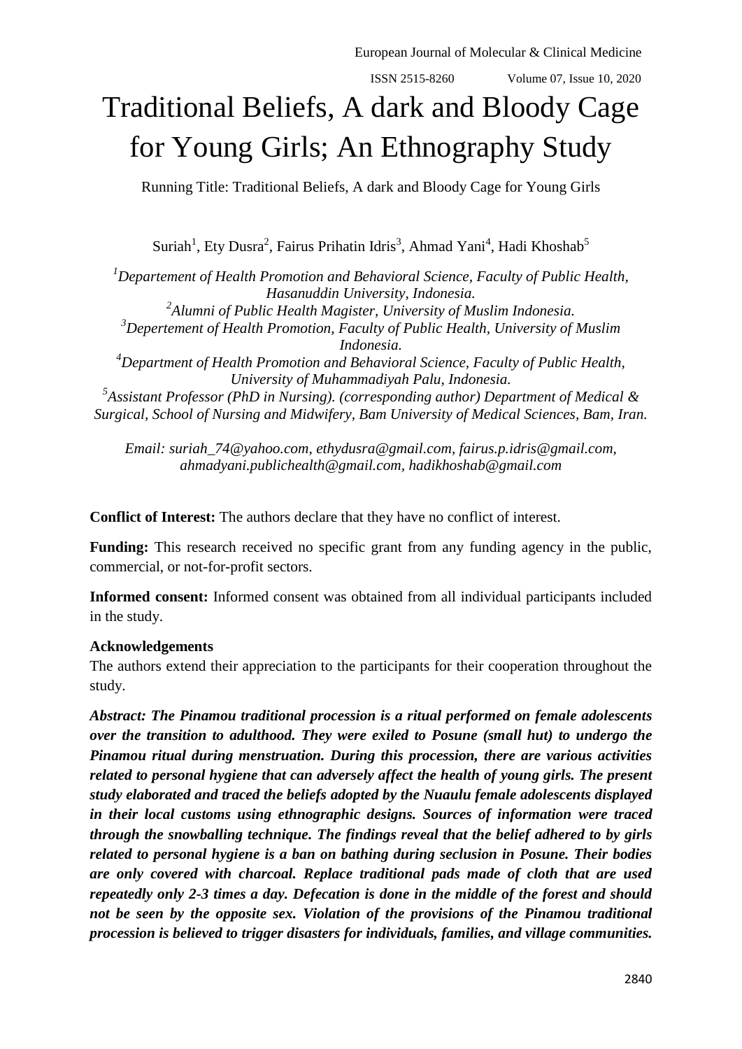# Traditional Beliefs, A dark and Bloody Cage for Young Girls; An Ethnography Study

Running Title: Traditional Beliefs, A dark and Bloody Cage for Young Girls

Suriah[1], Ety Dusra[2], Fairus Prihatin Idris[3], Ahmad Yani[4], Hadi Khoshab[5]

*[1]Departement of Health Promotion and Behavioral Science, Faculty of Public Health, Hasanuddin University, Indonesia.*
*[2]Alumni of Public Health Magister, University of Muslim Indonesia.*
*[3]Depertement of Health Promotion, Faculty of Public Health, University of Muslim Indonesia.*
*[4]Department of Health Promotion and Behavioral Science, Faculty of Public Health, University of Muhammadiyah Palu, Indonesia.*
*[5]Assistant Professor (PhD in Nursing). (corresponding author) Department of Medical & Surgical, School of Nursing and Midwifery, Bam University of Medical Sciences, Bam, Iran.*

*Email: suriah_74@yahoo.com, ethydusra@gmail.com, fairus.p.idris@gmail.com, ahmadyani.publichealth@gmail.com, hadikhoshab@gmail.com*

**Conflict of Interest:** The authors declare that they have no conflict of interest.

**Funding:** This research received no specific grant from any funding agency in the public, commercial, or not-for-profit sectors.

**Informed consent:** Informed consent was obtained from all individual participants included in the study.

**Acknowledgements**
The authors extend their appreciation to the participants for their cooperation throughout the study.

***Abstract: The Pinamou traditional procession is a ritual performed on female adolescents over the transition to adulthood. They were exiled to Posune (small hut) to undergo the Pinamou ritual during menstruation. During this procession, there are various activities related to personal hygiene that can adversely affect the health of young girls. The present study elaborated and traced the beliefs adopted by the Nuaulu female adolescents displayed in their local customs using ethnographic designs. Sources of information were traced through the snowballing technique. The findings reveal that the belief adhered to by girls related to personal hygiene is a ban on bathing during seclusion in Posune. Their bodies are only covered with charcoal. Replace traditional pads made of cloth that are used repeatedly only 2-3 times a day. Defecation is done in the middle of the forest and should not be seen by the opposite sex. Violation of the provisions of the Pinamou traditional procession is believed to trigger disasters for individuals, families, and village communities.***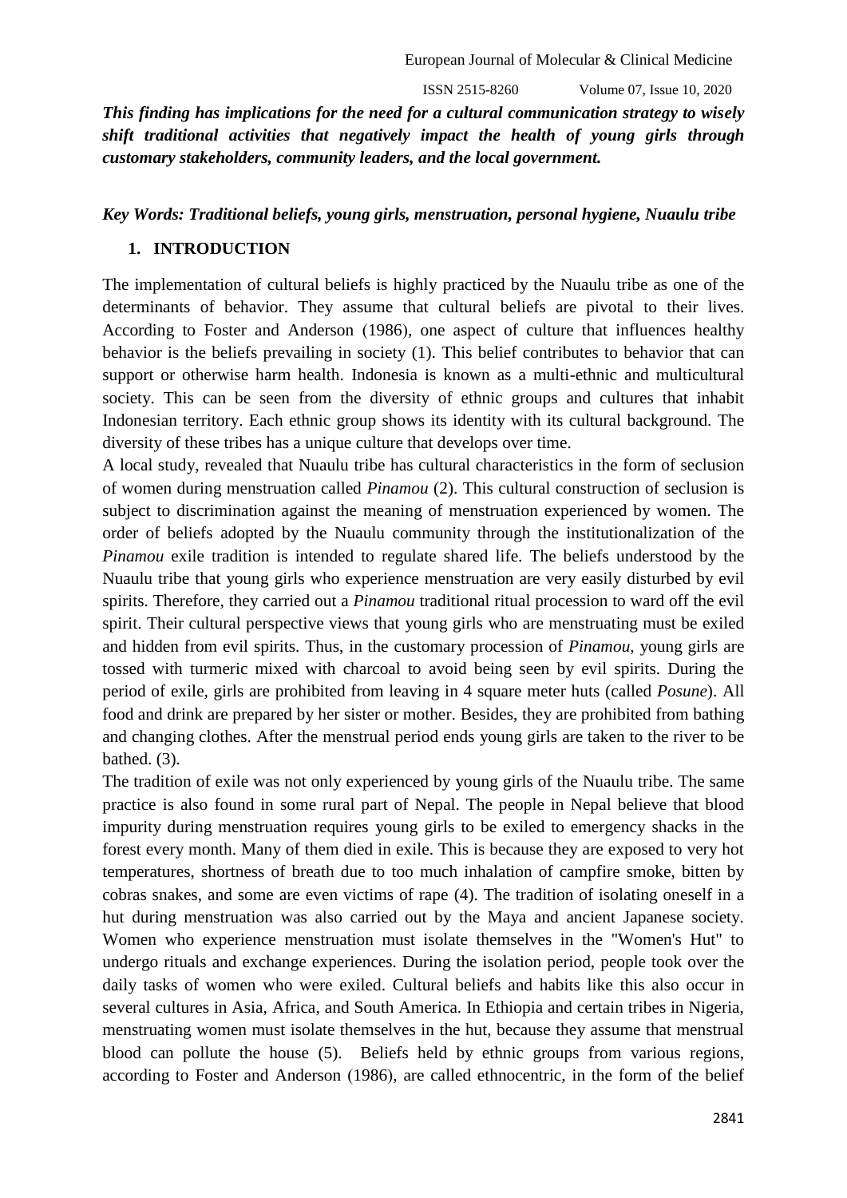*This finding has implications for the need for a cultural communication strategy to wisely shift traditional activities that negatively impact the health of young girls through customary stakeholders, community leaders, and the local government.*

*Key Words: Traditional beliefs, young girls, menstruation, personal hygiene, Nuaulu tribe*

## 1. INTRODUCTION

The implementation of cultural beliefs is highly practiced by the Nuaulu tribe as one of the determinants of behavior. They assume that cultural beliefs are pivotal to their lives. According to Foster and Anderson (1986), one aspect of culture that influences healthy behavior is the beliefs prevailing in society (1). This belief contributes to behavior that can support or otherwise harm health. Indonesia is known as a multi-ethnic and multicultural society. This can be seen from the diversity of ethnic groups and cultures that inhabit Indonesian territory. Each ethnic group shows its identity with its cultural background. The diversity of these tribes has a unique culture that develops over time.

A local study, revealed that Nuaulu tribe has cultural characteristics in the form of seclusion of women during menstruation called *Pinamou* (2). This cultural construction of seclusion is subject to discrimination against the meaning of menstruation experienced by women. The order of beliefs adopted by the Nuaulu community through the institutionalization of the *Pinamou* exile tradition is intended to regulate shared life. The beliefs understood by the Nuaulu tribe that young girls who experience menstruation are very easily disturbed by evil spirits. Therefore, they carried out a *Pinamou* traditional ritual procession to ward off the evil spirit. Their cultural perspective views that young girls who are menstruating must be exiled and hidden from evil spirits. Thus, in the customary procession of *Pinamou,* young girls are tossed with turmeric mixed with charcoal to avoid being seen by evil spirits. During the period of exile, girls are prohibited from leaving in 4 square meter huts (called *Posune*). All food and drink are prepared by her sister or mother. Besides, they are prohibited from bathing and changing clothes. After the menstrual period ends young girls are taken to the river to be bathed. (3).

The tradition of exile was not only experienced by young girls of the Nuaulu tribe. The same practice is also found in some rural part of Nepal. The people in Nepal believe that blood impurity during menstruation requires young girls to be exiled to emergency shacks in the forest every month. Many of them died in exile. This is because they are exposed to very hot temperatures, shortness of breath due to too much inhalation of campfire smoke, bitten by cobras snakes, and some are even victims of rape (4). The tradition of isolating oneself in a hut during menstruation was also carried out by the Maya and ancient Japanese society. Women who experience menstruation must isolate themselves in the "Women's Hut" to undergo rituals and exchange experiences. During the isolation period, people took over the daily tasks of women who were exiled. Cultural beliefs and habits like this also occur in several cultures in Asia, Africa, and South America. In Ethiopia and certain tribes in Nigeria, menstruating women must isolate themselves in the hut, because they assume that menstrual blood can pollute the house (5). Beliefs held by ethnic groups from various regions, according to Foster and Anderson (1986), are called ethnocentric, in the form of the belief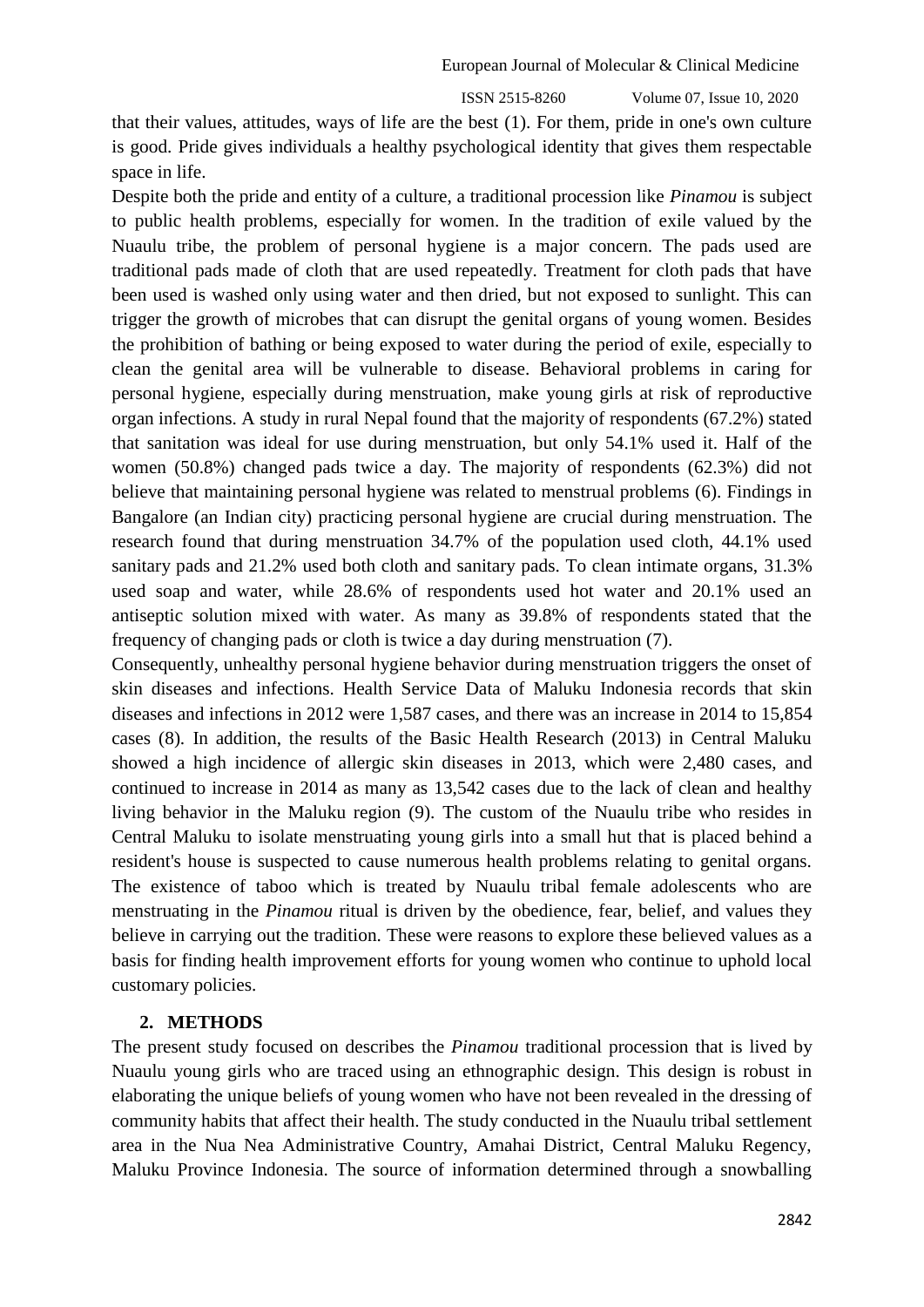that their values, attitudes, ways of life are the best (1). For them, pride in one's own culture is good. Pride gives individuals a healthy psychological identity that gives them respectable space in life.

Despite both the pride and entity of a culture, a traditional procession like *Pinamou* is subject to public health problems, especially for women. In the tradition of exile valued by the Nuaulu tribe, the problem of personal hygiene is a major concern. The pads used are traditional pads made of cloth that are used repeatedly. Treatment for cloth pads that have been used is washed only using water and then dried, but not exposed to sunlight. This can trigger the growth of microbes that can disrupt the genital organs of young women. Besides the prohibition of bathing or being exposed to water during the period of exile, especially to clean the genital area will be vulnerable to disease. Behavioral problems in caring for personal hygiene, especially during menstruation, make young girls at risk of reproductive organ infections. A study in rural Nepal found that the majority of respondents (67.2%) stated that sanitation was ideal for use during menstruation, but only 54.1% used it. Half of the women (50.8%) changed pads twice a day. The majority of respondents (62.3%) did not believe that maintaining personal hygiene was related to menstrual problems (6). Findings in Bangalore (an Indian city) practicing personal hygiene are crucial during menstruation. The research found that during menstruation 34.7% of the population used cloth, 44.1% used sanitary pads and 21.2% used both cloth and sanitary pads. To clean intimate organs, 31.3% used soap and water, while 28.6% of respondents used hot water and 20.1% used an antiseptic solution mixed with water. As many as 39.8% of respondents stated that the frequency of changing pads or cloth is twice a day during menstruation (7).

Consequently, unhealthy personal hygiene behavior during menstruation triggers the onset of skin diseases and infections. Health Service Data of Maluku Indonesia records that skin diseases and infections in 2012 were 1,587 cases, and there was an increase in 2014 to 15,854 cases (8). In addition, the results of the Basic Health Research (2013) in Central Maluku showed a high incidence of allergic skin diseases in 2013, which were 2,480 cases, and continued to increase in 2014 as many as 13,542 cases due to the lack of clean and healthy living behavior in the Maluku region (9). The custom of the Nuaulu tribe who resides in Central Maluku to isolate menstruating young girls into a small hut that is placed behind a resident's house is suspected to cause numerous health problems relating to genital organs. The existence of taboo which is treated by Nuaulu tribal female adolescents who are menstruating in the *Pinamou* ritual is driven by the obedience, fear, belief, and values they believe in carrying out the tradition. These were reasons to explore these believed values as a basis for finding health improvement efforts for young women who continue to uphold local customary policies.

## 2. METHODS

The present study focused on describes the *Pinamou* traditional procession that is lived by Nuaulu young girls who are traced using an ethnographic design. This design is robust in elaborating the unique beliefs of young women who have not been revealed in the dressing of community habits that affect their health. The study conducted in the Nuaulu tribal settlement area in the Nua Nea Administrative Country, Amahai District, Central Maluku Regency, Maluku Province Indonesia. The source of information determined through a snowballing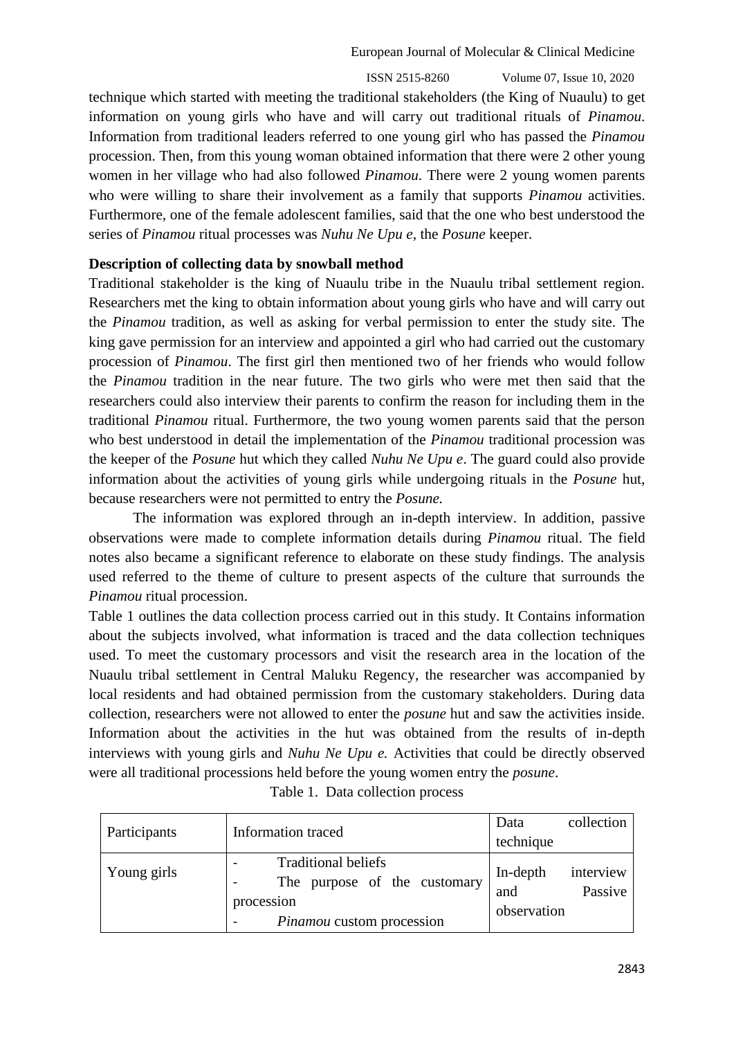technique which started with meeting the traditional stakeholders (the King of Nuaulu) to get information on young girls who have and will carry out traditional rituals of *Pinamou*. Information from traditional leaders referred to one young girl who has passed the *Pinamou* procession. Then, from this young woman obtained information that there were 2 other young women in her village who had also followed *Pinamou*. There were 2 young women parents who were willing to share their involvement as a family that supports *Pinamou* activities. Furthermore, one of the female adolescent families, said that the one who best understood the series of *Pinamou* ritual processes was *Nuhu Ne Upu e*, the *Posune* keeper.

**Description of collecting data by snowball method**

Traditional stakeholder is the king of Nuaulu tribe in the Nuaulu tribal settlement region. Researchers met the king to obtain information about young girls who have and will carry out the *Pinamou* tradition, as well as asking for verbal permission to enter the study site. The king gave permission for an interview and appointed a girl who had carried out the customary procession of *Pinamou*. The first girl then mentioned two of her friends who would follow the *Pinamou* tradition in the near future. The two girls who were met then said that the researchers could also interview their parents to confirm the reason for including them in the traditional *Pinamou* ritual. Furthermore, the two young women parents said that the person who best understood in detail the implementation of the *Pinamou* traditional procession was the keeper of the *Posune* hut which they called *Nuhu Ne Upu e*. The guard could also provide information about the activities of young girls while undergoing rituals in the *Posune* hut, because researchers were not permitted to entry the *Posune.*

The information was explored through an in-depth interview. In addition, passive observations were made to complete information details during *Pinamou* ritual. The field notes also became a significant reference to elaborate on these study findings. The analysis used referred to the theme of culture to present aspects of the culture that surrounds the *Pinamou* ritual procession.

Table 1 outlines the data collection process carried out in this study. It Contains information about the subjects involved, what information is traced and the data collection techniques used. To meet the customary processors and visit the research area in the location of the Nuaulu tribal settlement in Central Maluku Regency, the researcher was accompanied by local residents and had obtained permission from the customary stakeholders. During data collection, researchers were not allowed to enter the *posune* hut and saw the activities inside. Information about the activities in the hut was obtained from the results of in-depth interviews with young girls and *Nuhu Ne Upu e.* Activities that could be directly observed were all traditional processions held before the young women entry the *posune*.

Table 1. Data collection process

| Participants | Information traced | Data collection technique |
|---|---|---|
| Young girls | - Traditional beliefs<br>- The purpose of the customary procession<br>- *Pinamou* custom procession | In-depth interview and Passive observation |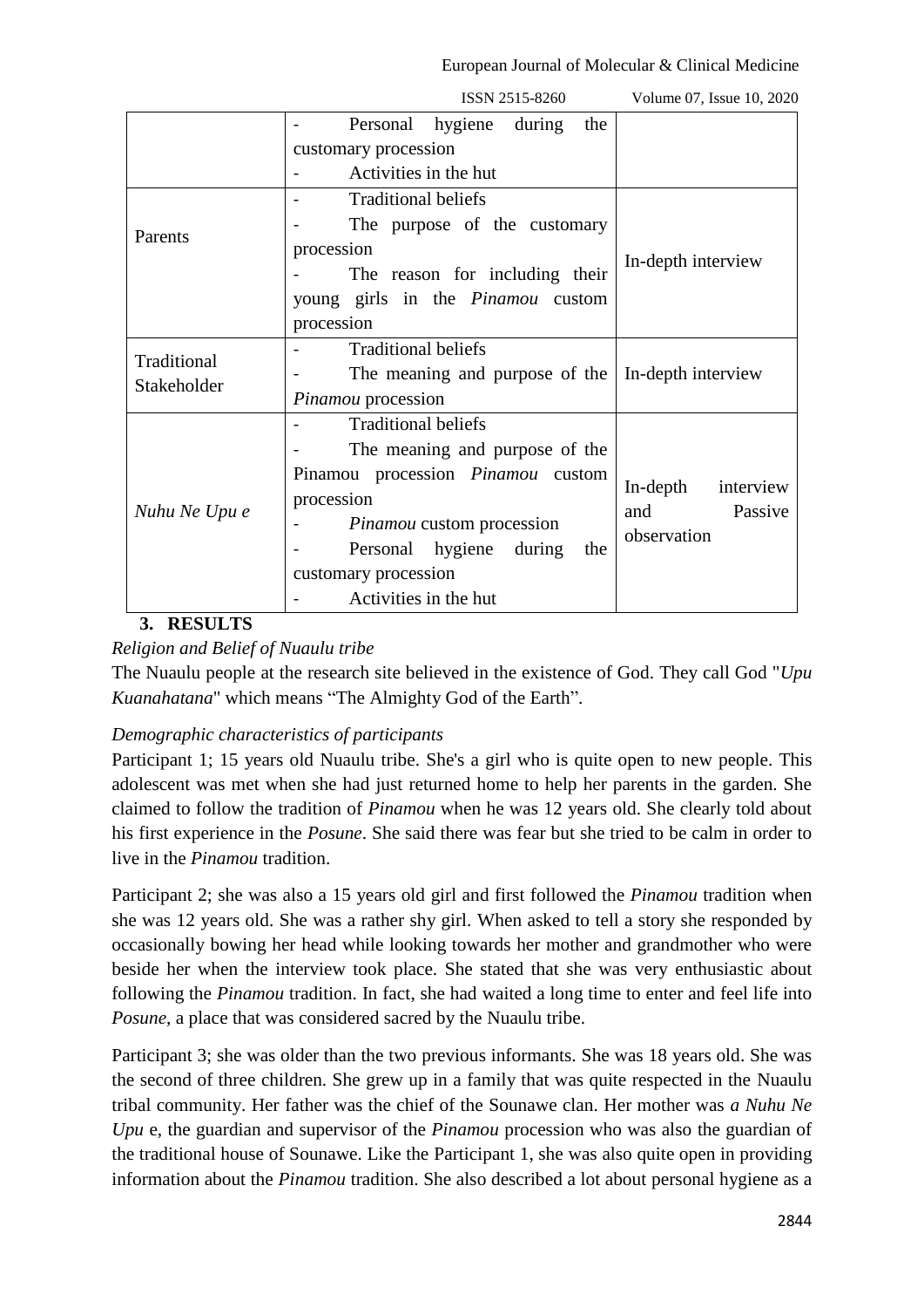| | - Personal hygiene during the customary procession<br>- Activities in the hut | |
|---|---|---|
| Parents | - Traditional beliefs<br>- The purpose of the customary procession<br>- The reason for including their young girls in the *Pinamou* custom procession | In-depth interview |
| Traditional Stakeholder | - Traditional beliefs<br>- The meaning and purpose of the *Pinamou* procession | In-depth interview |
| *Nuhu Ne Upu e* | - Traditional beliefs<br>- The meaning and purpose of the Pinamou procession *Pinamou* custom procession<br>- *Pinamou* custom procession<br>- Personal hygiene during the customary procession<br>- Activities in the hut | In-depth interview and Passive observation |

## 3. RESULTS

*Religion and Belief of Nuaulu tribe*

The Nuaulu people at the research site believed in the existence of God. They call God "*Upu Kuanahatana*" which means "The Almighty God of the Earth".

*Demographic characteristics of participants*

Participant 1; 15 years old Nuaulu tribe. She's a girl who is quite open to new people. This adolescent was met when she had just returned home to help her parents in the garden. She claimed to follow the tradition of *Pinamou* when he was 12 years old. She clearly told about his first experience in the *Posune*. She said there was fear but she tried to be calm in order to live in the *Pinamou* tradition.

Participant 2; she was also a 15 years old girl and first followed the *Pinamou* tradition when she was 12 years old. She was a rather shy girl. When asked to tell a story she responded by occasionally bowing her head while looking towards her mother and grandmother who were beside her when the interview took place. She stated that she was very enthusiastic about following the *Pinamou* tradition. In fact, she had waited a long time to enter and feel life into *Posune*, a place that was considered sacred by the Nuaulu tribe.

Participant 3; she was older than the two previous informants. She was 18 years old. She was the second of three children. She grew up in a family that was quite respected in the Nuaulu tribal community. Her father was the chief of the Sounawe clan. Her mother was *a Nuhu Ne Upu* e, the guardian and supervisor of the *Pinamou* procession who was also the guardian of the traditional house of Sounawe. Like the Participant 1, she was also quite open in providing information about the *Pinamou* tradition. She also described a lot about personal hygiene as a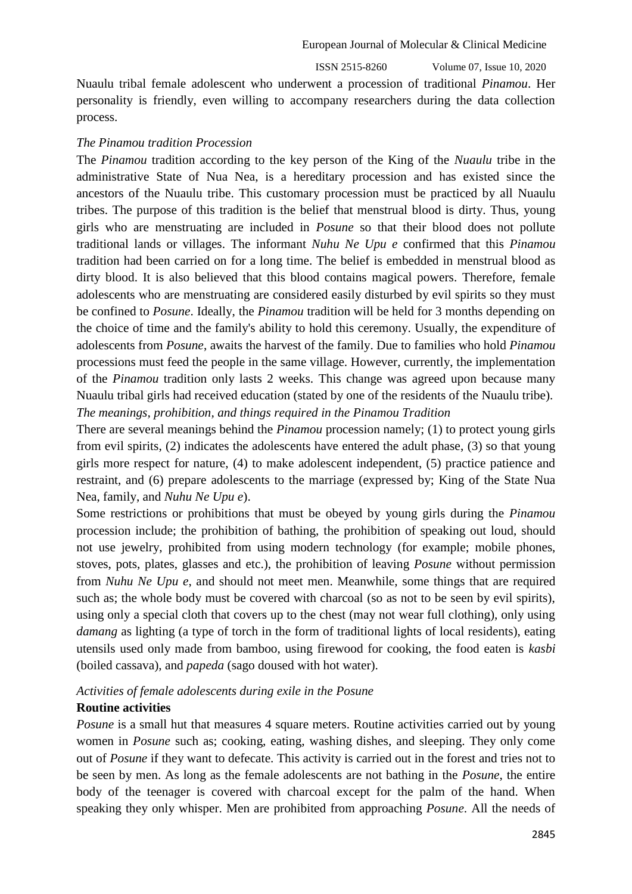Nuaulu tribal female adolescent who underwent a procession of traditional *Pinamou*. Her personality is friendly, even willing to accompany researchers during the data collection process.

*The Pinamou tradition Procession*

The *Pinamou* tradition according to the key person of the King of the *Nuaulu* tribe in the administrative State of Nua Nea, is a hereditary procession and has existed since the ancestors of the Nuaulu tribe. This customary procession must be practiced by all Nuaulu tribes. The purpose of this tradition is the belief that menstrual blood is dirty. Thus, young girls who are menstruating are included in *Posune* so that their blood does not pollute traditional lands or villages. The informant *Nuhu Ne Upu e* confirmed that this *Pinamou* tradition had been carried on for a long time. The belief is embedded in menstrual blood as dirty blood. It is also believed that this blood contains magical powers. Therefore, female adolescents who are menstruating are considered easily disturbed by evil spirits so they must be confined to *Posune*. Ideally, the *Pinamou* tradition will be held for 3 months depending on the choice of time and the family's ability to hold this ceremony. Usually, the expenditure of adolescents from *Posune*, awaits the harvest of the family. Due to families who hold *Pinamou* processions must feed the people in the same village. However, currently, the implementation of the *Pinamou* tradition only lasts 2 weeks. This change was agreed upon because many Nuaulu tribal girls had received education (stated by one of the residents of the Nuaulu tribe).

*The meanings, prohibition, and things required in the Pinamou Tradition*

There are several meanings behind the *Pinamou* procession namely; (1) to protect young girls from evil spirits, (2) indicates the adolescents have entered the adult phase, (3) so that young girls more respect for nature, (4) to make adolescent independent, (5) practice patience and restraint, and (6) prepare adolescents to the marriage (expressed by; King of the State Nua Nea, family, and *Nuhu Ne Upu e*).

Some restrictions or prohibitions that must be obeyed by young girls during the *Pinamou* procession include; the prohibition of bathing, the prohibition of speaking out loud, should not use jewelry, prohibited from using modern technology (for example; mobile phones, stoves, pots, plates, glasses and etc.), the prohibition of leaving *Posune* without permission from *Nuhu Ne Upu e*, and should not meet men. Meanwhile, some things that are required such as; the whole body must be covered with charcoal (so as not to be seen by evil spirits), using only a special cloth that covers up to the chest (may not wear full clothing), only using *damang* as lighting (a type of torch in the form of traditional lights of local residents), eating utensils used only made from bamboo, using firewood for cooking, the food eaten is *kasbi* (boiled cassava), and *papeda* (sago doused with hot water).

*Activities of female adolescents during exile in the Posune*

**Routine activities**

*Posune* is a small hut that measures 4 square meters. Routine activities carried out by young women in *Posune* such as; cooking, eating, washing dishes, and sleeping. They only come out of *Posune* if they want to defecate. This activity is carried out in the forest and tries not to be seen by men. As long as the female adolescents are not bathing in the *Posune*, the entire body of the teenager is covered with charcoal except for the palm of the hand. When speaking they only whisper. Men are prohibited from approaching *Posune*. All the needs of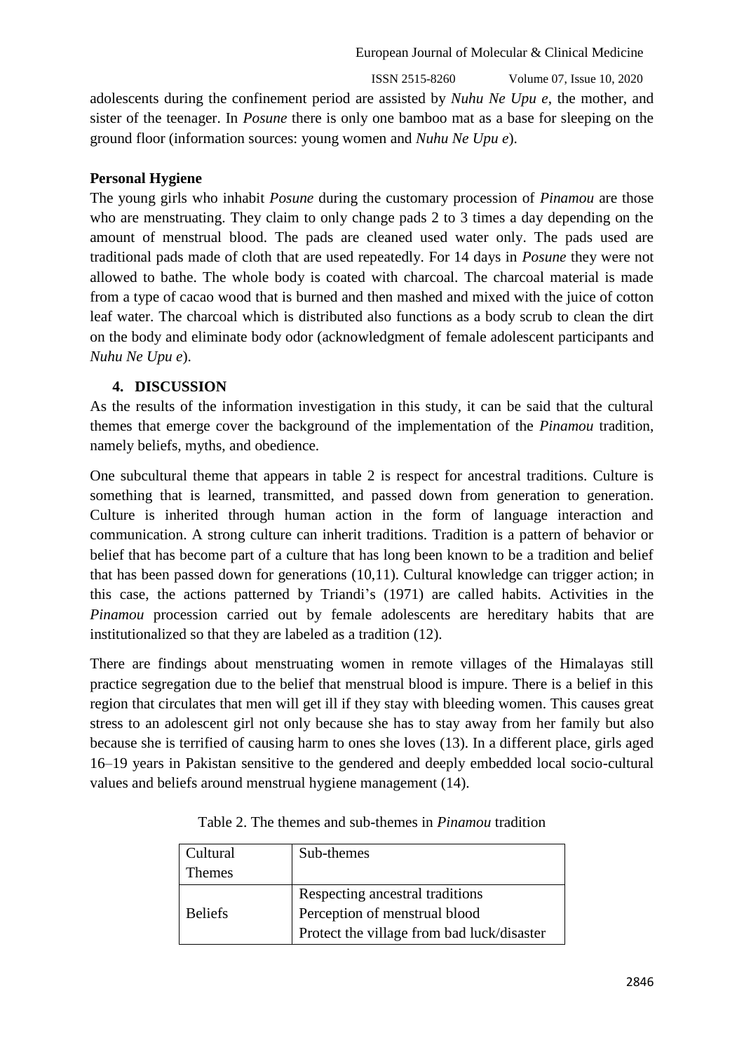adolescents during the confinement period are assisted by *Nuhu Ne Upu e*, the mother, and sister of the teenager. In *Posune* there is only one bamboo mat as a base for sleeping on the ground floor (information sources: young women and *Nuhu Ne Upu e*).

**Personal Hygiene**

The young girls who inhabit *Posune* during the customary procession of *Pinamou* are those who are menstruating. They claim to only change pads 2 to 3 times a day depending on the amount of menstrual blood. The pads are cleaned used water only. The pads used are traditional pads made of cloth that are used repeatedly. For 14 days in *Posune* they were not allowed to bathe. The whole body is coated with charcoal. The charcoal material is made from a type of cacao wood that is burned and then mashed and mixed with the juice of cotton leaf water. The charcoal which is distributed also functions as a body scrub to clean the dirt on the body and eliminate body odor (acknowledgment of female adolescent participants and *Nuhu Ne Upu e*).

## 4. DISCUSSION

As the results of the information investigation in this study, it can be said that the cultural themes that emerge cover the background of the implementation of the *Pinamou* tradition, namely beliefs, myths, and obedience.

One subcultural theme that appears in table 2 is respect for ancestral traditions. Culture is something that is learned, transmitted, and passed down from generation to generation. Culture is inherited through human action in the form of language interaction and communication. A strong culture can inherit traditions. Tradition is a pattern of behavior or belief that has become part of a culture that has long been known to be a tradition and belief that has been passed down for generations (10,11). Cultural knowledge can trigger action; in this case, the actions patterned by Triandi's (1971) are called habits. Activities in the *Pinamou* procession carried out by female adolescents are hereditary habits that are institutionalized so that they are labeled as a tradition (12).

There are findings about menstruating women in remote villages of the Himalayas still practice segregation due to the belief that menstrual blood is impure. There is a belief in this region that circulates that men will get ill if they stay with bleeding women. This causes great stress to an adolescent girl not only because she has to stay away from her family but also because she is terrified of causing harm to ones she loves (13). In a different place, girls aged 16–19 years in Pakistan sensitive to the gendered and deeply embedded local socio-cultural values and beliefs around menstrual hygiene management (14).

Table 2. The themes and sub-themes in *Pinamou* tradition

| Cultural Themes | Sub-themes |
|---|---|
| Beliefs | Respecting ancestral traditions<br>Perception of menstrual blood<br>Protect the village from bad luck/disaster |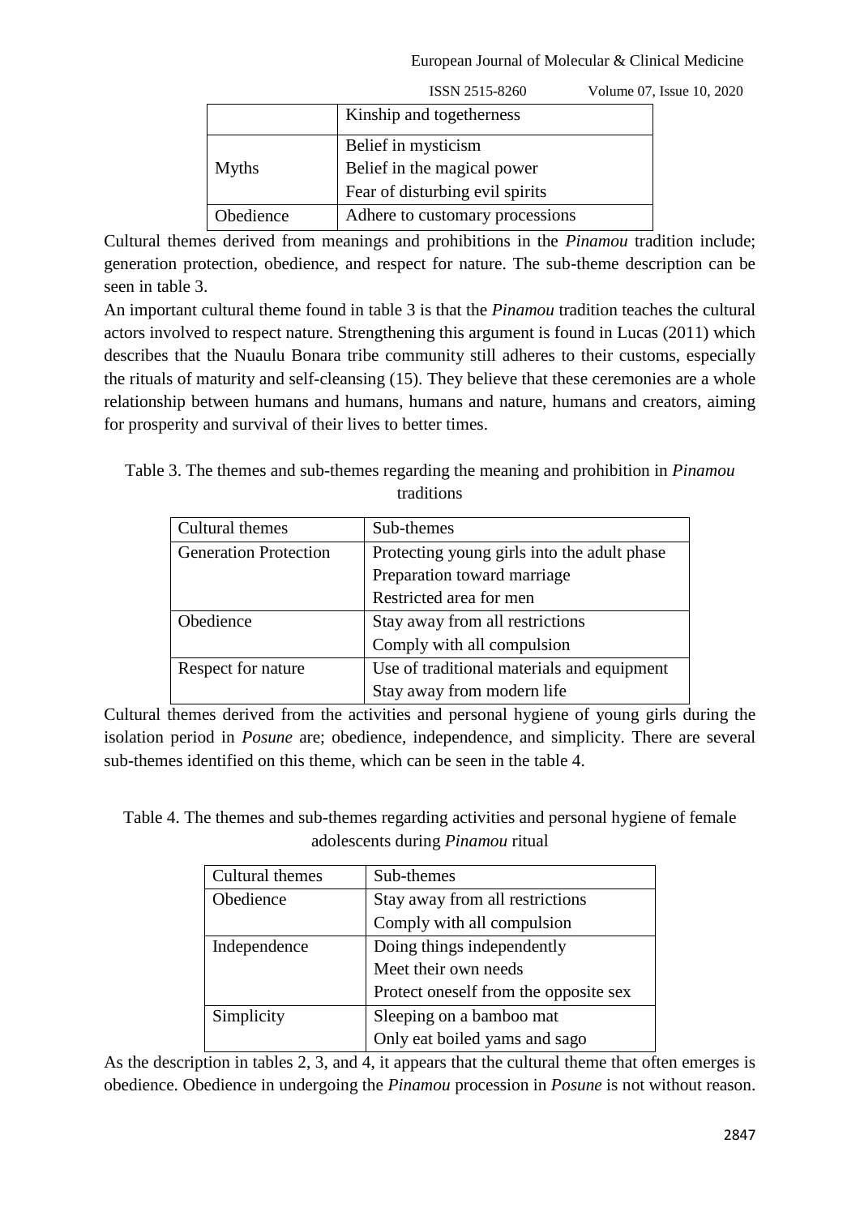| | |
|---|---|
| | Kinship and togetherness |
| Myths | Belief in mysticism<br>Belief in the magical power<br>Fear of disturbing evil spirits |
| Obedience | Adhere to customary processions |

Cultural themes derived from meanings and prohibitions in the *Pinamou* tradition include; generation protection, obedience, and respect for nature. The sub-theme description can be seen in table 3.

An important cultural theme found in table 3 is that the *Pinamou* tradition teaches the cultural actors involved to respect nature. Strengthening this argument is found in Lucas (2011) which describes that the Nuaulu Bonara tribe community still adheres to their customs, especially the rituals of maturity and self-cleansing (15). They believe that these ceremonies are a whole relationship between humans and humans, humans and nature, humans and creators, aiming for prosperity and survival of their lives to better times.

Table 3. The themes and sub-themes regarding the meaning and prohibition in *Pinamou* traditions

| Cultural themes | Sub-themes |
|---|---|
| Generation Protection | Protecting young girls into the adult phase<br>Preparation toward marriage<br>Restricted area for men |
| Obedience | Stay away from all restrictions<br>Comply with all compulsion |
| Respect for nature | Use of traditional materials and equipment<br>Stay away from modern life |

Cultural themes derived from the activities and personal hygiene of young girls during the isolation period in *Posune* are; obedience, independence, and simplicity. There are several sub-themes identified on this theme, which can be seen in the table 4.

Table 4. The themes and sub-themes regarding activities and personal hygiene of female adolescents during *Pinamou* ritual

| Cultural themes | Sub-themes |
|---|---|
| Obedience | Stay away from all restrictions<br>Comply with all compulsion |
| Independence | Doing things independently<br>Meet their own needs<br>Protect oneself from the opposite sex |
| Simplicity | Sleeping on a bamboo mat<br>Only eat boiled yams and sago |

As the description in tables 2, 3, and 4, it appears that the cultural theme that often emerges is obedience. Obedience in undergoing the *Pinamou* procession in *Posune* is not without reason.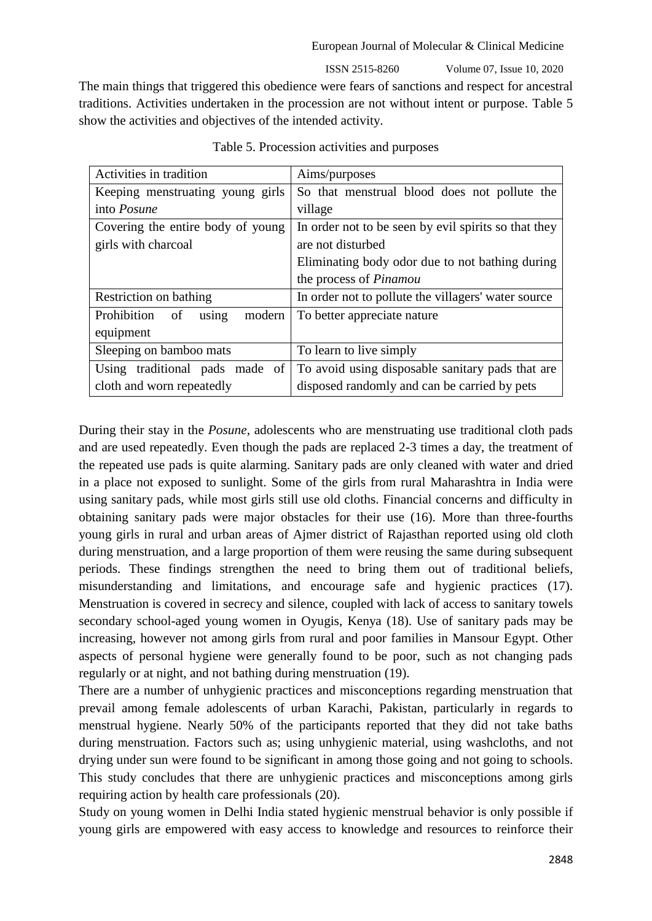The main things that triggered this obedience were fears of sanctions and respect for ancestral traditions. Activities undertaken in the procession are not without intent or purpose. Table 5 show the activities and objectives of the intended activity.

Table 5. Procession activities and purposes

| Activities in tradition | Aims/purposes |
|---|---|
| Keeping menstruating young girls into *Posune* | So that menstrual blood does not pollute the village |
| Covering the entire body of young girls with charcoal | In order not to be seen by evil spirits so that they are not disturbed<br>Eliminating body odor due to not bathing during the process of *Pinamou* |
| Restriction on bathing | In order not to pollute the villagers' water source |
| Prohibition of using modern equipment | To better appreciate nature |
| Sleeping on bamboo mats | To learn to live simply |
| Using traditional pads made of cloth and worn repeatedly | To avoid using disposable sanitary pads that are disposed randomly and can be carried by pets |

During their stay in the *Posune*, adolescents who are menstruating use traditional cloth pads and are used repeatedly. Even though the pads are replaced 2-3 times a day, the treatment of the repeated use pads is quite alarming. Sanitary pads are only cleaned with water and dried in a place not exposed to sunlight. Some of the girls from rural Maharashtra in India were using sanitary pads, while most girls still use old cloths. Financial concerns and difficulty in obtaining sanitary pads were major obstacles for their use (16). More than three-fourths young girls in rural and urban areas of Ajmer district of Rajasthan reported using old cloth during menstruation, and a large proportion of them were reusing the same during subsequent periods. These findings strengthen the need to bring them out of traditional beliefs, misunderstanding and limitations, and encourage safe and hygienic practices (17). Menstruation is covered in secrecy and silence, coupled with lack of access to sanitary towels secondary school-aged young women in Oyugis, Kenya (18). Use of sanitary pads may be increasing, however not among girls from rural and poor families in Mansour Egypt. Other aspects of personal hygiene were generally found to be poor, such as not changing pads regularly or at night, and not bathing during menstruation (19).

There are a number of unhygienic practices and misconceptions regarding menstruation that prevail among female adolescents of urban Karachi, Pakistan, particularly in regards to menstrual hygiene. Nearly 50% of the participants reported that they did not take baths during menstruation. Factors such as; using unhygienic material, using washcloths, and not drying under sun were found to be significant in among those going and not going to schools. This study concludes that there are unhygienic practices and misconceptions among girls requiring action by health care professionals (20).

Study on young women in Delhi India stated hygienic menstrual behavior is only possible if young girls are empowered with easy access to knowledge and resources to reinforce their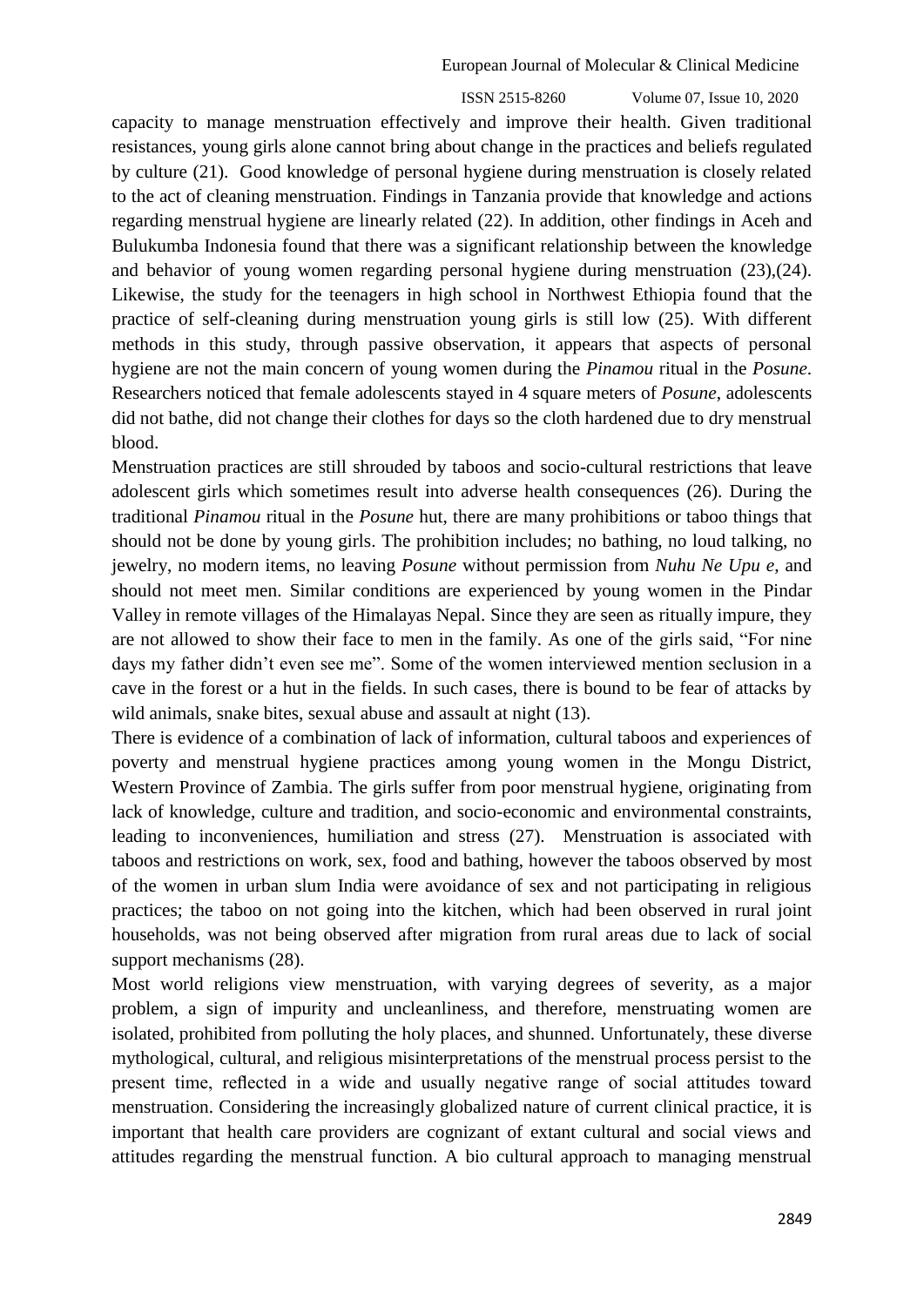capacity to manage menstruation effectively and improve their health. Given traditional resistances, young girls alone cannot bring about change in the practices and beliefs regulated by culture (21). Good knowledge of personal hygiene during menstruation is closely related to the act of cleaning menstruation. Findings in Tanzania provide that knowledge and actions regarding menstrual hygiene are linearly related (22). In addition, other findings in Aceh and Bulukumba Indonesia found that there was a significant relationship between the knowledge and behavior of young women regarding personal hygiene during menstruation (23),(24). Likewise, the study for the teenagers in high school in Northwest Ethiopia found that the practice of self-cleaning during menstruation young girls is still low (25). With different methods in this study, through passive observation, it appears that aspects of personal hygiene are not the main concern of young women during the *Pinamou* ritual in the *Posune*. Researchers noticed that female adolescents stayed in 4 square meters of *Posune*, adolescents did not bathe, did not change their clothes for days so the cloth hardened due to dry menstrual blood.

Menstruation practices are still shrouded by taboos and socio-cultural restrictions that leave adolescent girls which sometimes result into adverse health consequences (26). During the traditional *Pinamou* ritual in the *Posune* hut, there are many prohibitions or taboo things that should not be done by young girls. The prohibition includes; no bathing, no loud talking, no jewelry, no modern items, no leaving *Posune* without permission from *Nuhu Ne Upu e*, and should not meet men. Similar conditions are experienced by young women in the Pindar Valley in remote villages of the Himalayas Nepal. Since they are seen as ritually impure, they are not allowed to show their face to men in the family. As one of the girls said, "For nine days my father didn't even see me". Some of the women interviewed mention seclusion in a cave in the forest or a hut in the fields. In such cases, there is bound to be fear of attacks by wild animals, snake bites, sexual abuse and assault at night (13).

There is evidence of a combination of lack of information, cultural taboos and experiences of poverty and menstrual hygiene practices among young women in the Mongu District, Western Province of Zambia. The girls suffer from poor menstrual hygiene, originating from lack of knowledge, culture and tradition, and socio-economic and environmental constraints, leading to inconveniences, humiliation and stress (27). Menstruation is associated with taboos and restrictions on work, sex, food and bathing, however the taboos observed by most of the women in urban slum India were avoidance of sex and not participating in religious practices; the taboo on not going into the kitchen, which had been observed in rural joint households, was not being observed after migration from rural areas due to lack of social support mechanisms (28).

Most world religions view menstruation, with varying degrees of severity, as a major problem, a sign of impurity and uncleanliness, and therefore, menstruating women are isolated, prohibited from polluting the holy places, and shunned. Unfortunately, these diverse mythological, cultural, and religious misinterpretations of the menstrual process persist to the present time, reflected in a wide and usually negative range of social attitudes toward menstruation. Considering the increasingly globalized nature of current clinical practice, it is important that health care providers are cognizant of extant cultural and social views and attitudes regarding the menstrual function. A bio cultural approach to managing menstrual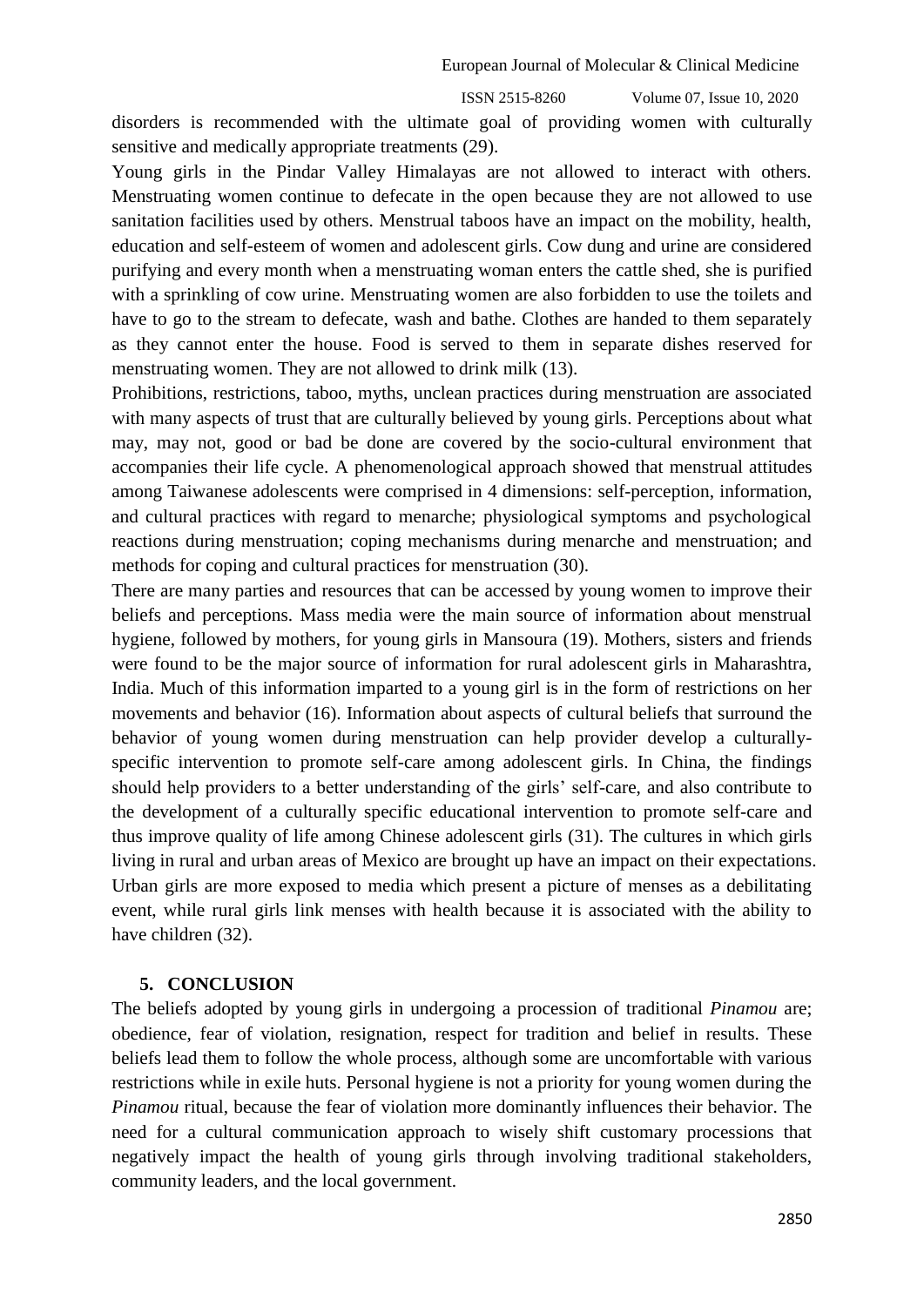disorders is recommended with the ultimate goal of providing women with culturally sensitive and medically appropriate treatments (29).

Young girls in the Pindar Valley Himalayas are not allowed to interact with others. Menstruating women continue to defecate in the open because they are not allowed to use sanitation facilities used by others. Menstrual taboos have an impact on the mobility, health, education and self-esteem of women and adolescent girls. Cow dung and urine are considered purifying and every month when a menstruating woman enters the cattle shed, she is purified with a sprinkling of cow urine. Menstruating women are also forbidden to use the toilets and have to go to the stream to defecate, wash and bathe. Clothes are handed to them separately as they cannot enter the house. Food is served to them in separate dishes reserved for menstruating women. They are not allowed to drink milk (13).

Prohibitions, restrictions, taboo, myths, unclean practices during menstruation are associated with many aspects of trust that are culturally believed by young girls. Perceptions about what may, may not, good or bad be done are covered by the socio-cultural environment that accompanies their life cycle. A phenomenological approach showed that menstrual attitudes among Taiwanese adolescents were comprised in 4 dimensions: self-perception, information, and cultural practices with regard to menarche; physiological symptoms and psychological reactions during menstruation; coping mechanisms during menarche and menstruation; and methods for coping and cultural practices for menstruation (30).

There are many parties and resources that can be accessed by young women to improve their beliefs and perceptions. Mass media were the main source of information about menstrual hygiene, followed by mothers, for young girls in Mansoura (19). Mothers, sisters and friends were found to be the major source of information for rural adolescent girls in Maharashtra, India. Much of this information imparted to a young girl is in the form of restrictions on her movements and behavior (16). Information about aspects of cultural beliefs that surround the behavior of young women during menstruation can help provider develop a culturally-specific intervention to promote self-care among adolescent girls. In China, the findings should help providers to a better understanding of the girls' self-care, and also contribute to the development of a culturally specific educational intervention to promote self-care and thus improve quality of life among Chinese adolescent girls (31). The cultures in which girls living in rural and urban areas of Mexico are brought up have an impact on their expectations. Urban girls are more exposed to media which present a picture of menses as a debilitating event, while rural girls link menses with health because it is associated with the ability to have children (32).

## 5. CONCLUSION

The beliefs adopted by young girls in undergoing a procession of traditional *Pinamou* are; obedience, fear of violation, resignation, respect for tradition and belief in results. These beliefs lead them to follow the whole process, although some are uncomfortable with various restrictions while in exile huts. Personal hygiene is not a priority for young women during the *Pinamou* ritual, because the fear of violation more dominantly influences their behavior. The need for a cultural communication approach to wisely shift customary processions that negatively impact the health of young girls through involving traditional stakeholders, community leaders, and the local government.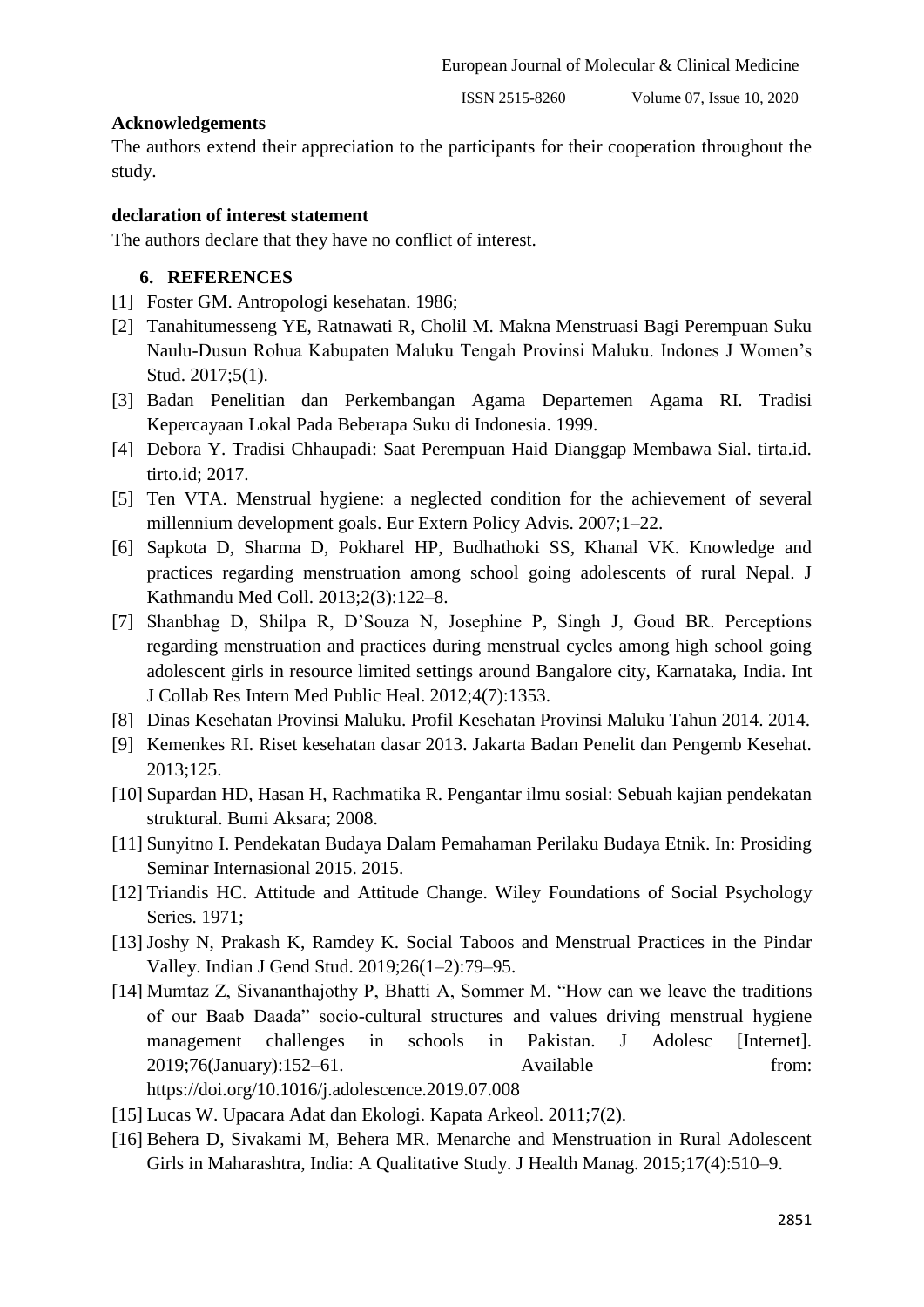**Acknowledgements**

The authors extend their appreciation to the participants for their cooperation throughout the study.

**declaration of interest statement**

The authors declare that they have no conflict of interest.

## 6. REFERENCES

[1] Foster GM. Antropologi kesehatan. 1986;

[2] Tanahitumesseng YE, Ratnawati R, Cholil M. Makna Menstruasi Bagi Perempuan Suku Naulu-Dusun Rohua Kabupaten Maluku Tengah Provinsi Maluku. Indones J Women's Stud. 2017;5(1).

[3] Badan Penelitian dan Perkembangan Agama Departemen Agama RI. Tradisi Kepercayaan Lokal Pada Beberapa Suku di Indonesia. 1999.

[4] Debora Y. Tradisi Chhaupadi: Saat Perempuan Haid Dianggap Membawa Sial. tirta.id. tirto.id; 2017.

[5] Ten VTA. Menstrual hygiene: a neglected condition for the achievement of several millennium development goals. Eur Extern Policy Advis. 2007;1–22.

[6] Sapkota D, Sharma D, Pokharel HP, Budhathoki SS, Khanal VK. Knowledge and practices regarding menstruation among school going adolescents of rural Nepal. J Kathmandu Med Coll. 2013;2(3):122–8.

[7] Shanbhag D, Shilpa R, D'Souza N, Josephine P, Singh J, Goud BR. Perceptions regarding menstruation and practices during menstrual cycles among high school going adolescent girls in resource limited settings around Bangalore city, Karnataka, India. Int J Collab Res Intern Med Public Heal. 2012;4(7):1353.

[8] Dinas Kesehatan Provinsi Maluku. Profil Kesehatan Provinsi Maluku Tahun 2014. 2014.

[9] Kemenkes RI. Riset kesehatan dasar 2013. Jakarta Badan Penelit dan Pengemb Kesehat. 2013;125.

[10] Supardan HD, Hasan H, Rachmatika R. Pengantar ilmu sosial: Sebuah kajian pendekatan struktural. Bumi Aksara; 2008.

[11] Sunyitno I. Pendekatan Budaya Dalam Pemahaman Perilaku Budaya Etnik. In: Prosiding Seminar Internasional 2015. 2015.

[12] Triandis HC. Attitude and Attitude Change. Wiley Foundations of Social Psychology Series. 1971;

[13] Joshy N, Prakash K, Ramdey K. Social Taboos and Menstrual Practices in the Pindar Valley. Indian J Gend Stud. 2019;26(1–2):79–95.

[14] Mumtaz Z, Sivananthajothy P, Bhatti A, Sommer M. "How can we leave the traditions of our Baab Daada" socio-cultural structures and values driving menstrual hygiene management challenges in schools in Pakistan. J Adolesc [Internet]. 2019;76(January):152–61. Available from: https://doi.org/10.1016/j.adolescence.2019.07.008

[15] Lucas W. Upacara Adat dan Ekologi. Kapata Arkeol. 2011;7(2).

[16] Behera D, Sivakami M, Behera MR. Menarche and Menstruation in Rural Adolescent Girls in Maharashtra, India: A Qualitative Study. J Health Manag. 2015;17(4):510–9.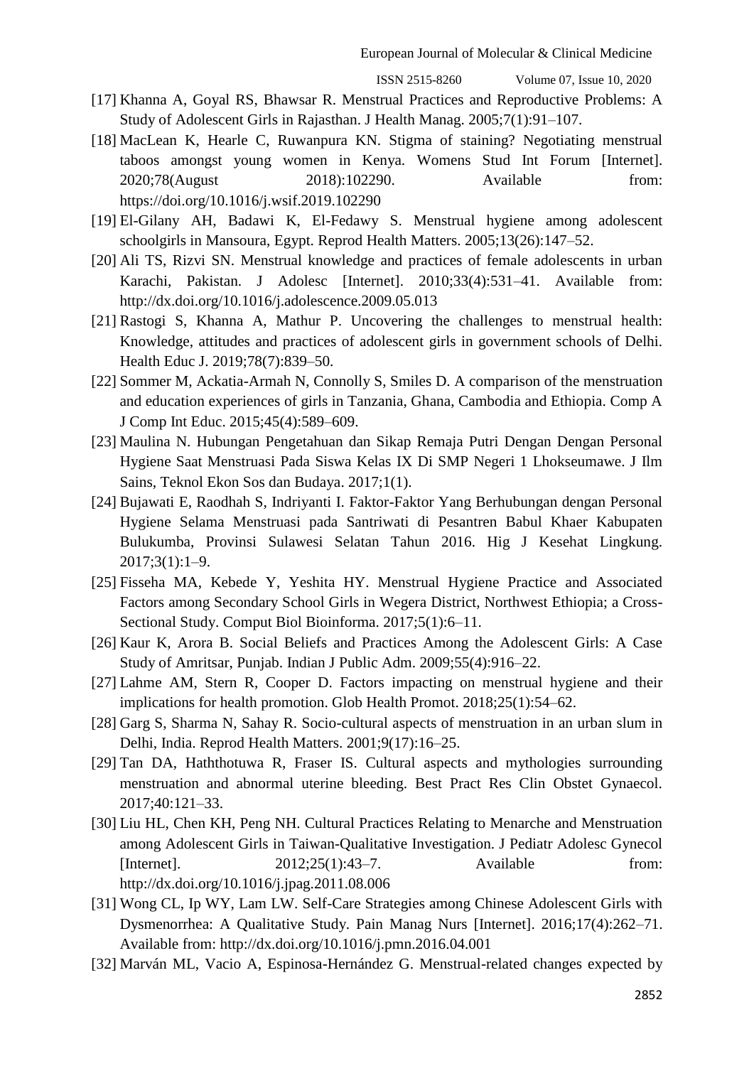[17] Khanna A, Goyal RS, Bhawsar R. Menstrual Practices and Reproductive Problems: A Study of Adolescent Girls in Rajasthan. J Health Manag. 2005;7(1):91–107.

[18] MacLean K, Hearle C, Ruwanpura KN. Stigma of staining? Negotiating menstrual taboos amongst young women in Kenya. Womens Stud Int Forum [Internet]. 2020;78(August 2018):102290. Available from: https://doi.org/10.1016/j.wsif.2019.102290

[19] El-Gilany AH, Badawi K, El-Fedawy S. Menstrual hygiene among adolescent schoolgirls in Mansoura, Egypt. Reprod Health Matters. 2005;13(26):147–52.

[20] Ali TS, Rizvi SN. Menstrual knowledge and practices of female adolescents in urban Karachi, Pakistan. J Adolesc [Internet]. 2010;33(4):531–41. Available from: http://dx.doi.org/10.1016/j.adolescence.2009.05.013

[21] Rastogi S, Khanna A, Mathur P. Uncovering the challenges to menstrual health: Knowledge, attitudes and practices of adolescent girls in government schools of Delhi. Health Educ J. 2019;78(7):839–50.

[22] Sommer M, Ackatia-Armah N, Connolly S, Smiles D. A comparison of the menstruation and education experiences of girls in Tanzania, Ghana, Cambodia and Ethiopia. Comp A J Comp Int Educ. 2015;45(4):589–609.

[23] Maulina N. Hubungan Pengetahuan dan Sikap Remaja Putri Dengan Dengan Personal Hygiene Saat Menstruasi Pada Siswa Kelas IX Di SMP Negeri 1 Lhokseumawe. J Ilm Sains, Teknol Ekon Sos dan Budaya. 2017;1(1).

[24] Bujawati E, Raodhah S, Indriyanti I. Faktor-Faktor Yang Berhubungan dengan Personal Hygiene Selama Menstruasi pada Santriwati di Pesantren Babul Khaer Kabupaten Bulukumba, Provinsi Sulawesi Selatan Tahun 2016. Hig J Kesehat Lingkung. 2017;3(1):1–9.

[25] Fisseha MA, Kebede Y, Yeshita HY. Menstrual Hygiene Practice and Associated Factors among Secondary School Girls in Wegera District, Northwest Ethiopia; a Cross-Sectional Study. Comput Biol Bioinforma. 2017;5(1):6–11.

[26] Kaur K, Arora B. Social Beliefs and Practices Among the Adolescent Girls: A Case Study of Amritsar, Punjab. Indian J Public Adm. 2009;55(4):916–22.

[27] Lahme AM, Stern R, Cooper D. Factors impacting on menstrual hygiene and their implications for health promotion. Glob Health Promot. 2018;25(1):54–62.

[28] Garg S, Sharma N, Sahay R. Socio-cultural aspects of menstruation in an urban slum in Delhi, India. Reprod Health Matters. 2001;9(17):16–25.

[29] Tan DA, Haththotuwa R, Fraser IS. Cultural aspects and mythologies surrounding menstruation and abnormal uterine bleeding. Best Pract Res Clin Obstet Gynaecol. 2017;40:121–33.

[30] Liu HL, Chen KH, Peng NH. Cultural Practices Relating to Menarche and Menstruation among Adolescent Girls in Taiwan-Qualitative Investigation. J Pediatr Adolesc Gynecol [Internet]. 2012;25(1):43–7. Available from: http://dx.doi.org/10.1016/j.jpag.2011.08.006

[31] Wong CL, Ip WY, Lam LW. Self-Care Strategies among Chinese Adolescent Girls with Dysmenorrhea: A Qualitative Study. Pain Manag Nurs [Internet]. 2016;17(4):262–71. Available from: http://dx.doi.org/10.1016/j.pmn.2016.04.001

[32] Marván ML, Vacio A, Espinosa-Hernández G. Menstrual-related changes expected by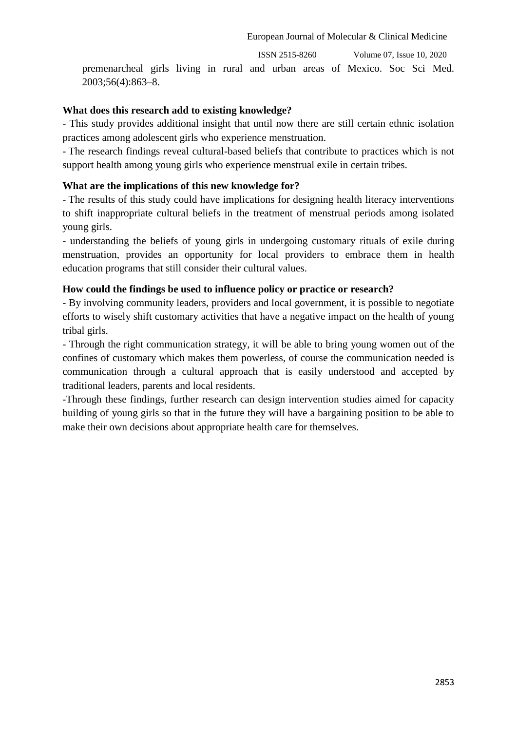premenarcheal girls living in rural and urban areas of Mexico. Soc Sci Med. 2003;56(4):863–8.

**What does this research add to existing knowledge?**

- This study provides additional insight that until now there are still certain ethnic isolation practices among adolescent girls who experience menstruation.
- The research findings reveal cultural-based beliefs that contribute to practices which is not support health among young girls who experience menstrual exile in certain tribes.

**What are the implications of this new knowledge for?**

- The results of this study could have implications for designing health literacy interventions to shift inappropriate cultural beliefs in the treatment of menstrual periods among isolated young girls.
- understanding the beliefs of young girls in undergoing customary rituals of exile during menstruation, provides an opportunity for local providers to embrace them in health education programs that still consider their cultural values.

**How could the findings be used to influence policy or practice or research?**

- By involving community leaders, providers and local government, it is possible to negotiate efforts to wisely shift customary activities that have a negative impact on the health of young tribal girls.
- Through the right communication strategy, it will be able to bring young women out of the confines of customary which makes them powerless, of course the communication needed is communication through a cultural approach that is easily understood and accepted by traditional leaders, parents and local residents.
- Through these findings, further research can design intervention studies aimed for capacity building of young girls so that in the future they will have a bargaining position to be able to make their own decisions about appropriate health care for themselves.